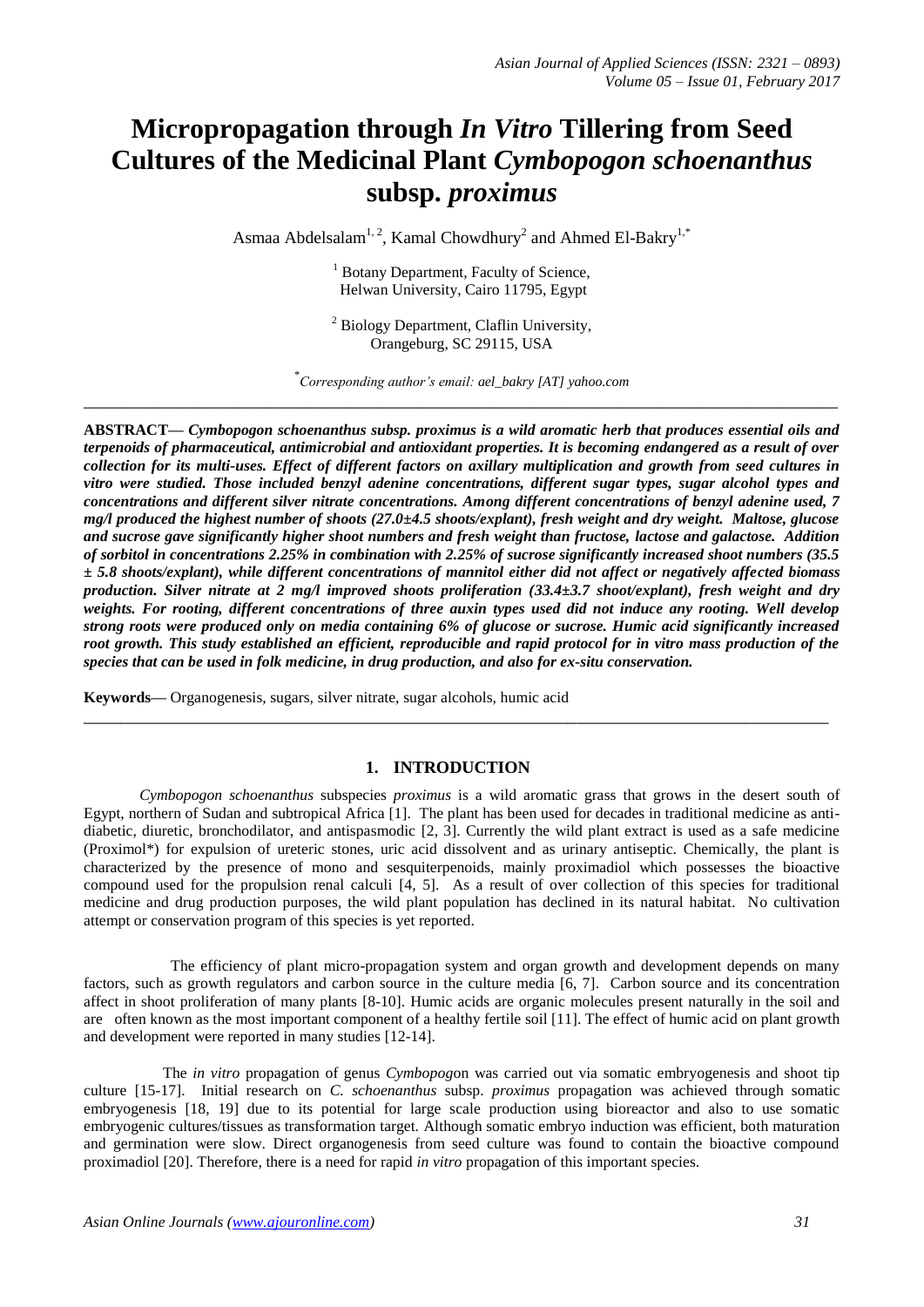# Micropropagation through *In Vitro* Tillering from Seed Cultures of the Medicinal Plant *Cymbopogon schoenanthus* subsp. *proximus*

Asmaa Abdelsalam[1, 2], Kamal Chowdhury[2] and Ahmed El-Bakry[1,*]

[1] Botany Department, Faculty of Science, Helwan University, Cairo 11795, Egypt

[2] Biology Department, Claflin University, Orangeburg, SC 29115, USA

[*] *Corresponding author's email: ael_bakry [AT] yahoo.com*

---

**ABSTRACT—** ***Cymbopogon schoenanthus subsp. proximus is a wild aromatic herb that produces essential oils and terpenoids of pharmaceutical, antimicrobial and antioxidant properties. It is becoming endangered as a result of over collection for its multi-uses. Effect of different factors on axillary multiplication and growth from seed cultures in vitro were studied. Those included benzyl adenine concentrations, different sugar types, sugar alcohol types and concentrations and different silver nitrate concentrations. Among different concentrations of benzyl adenine used, 7 mg/l produced the highest number of shoots (27.0±4.5 shoots/explant), fresh weight and dry weight. Maltose, glucose and sucrose gave significantly higher shoot numbers and fresh weight than fructose, lactose and galactose. Addition of sorbitol in concentrations 2.25% in combination with 2.25% of sucrose significantly increased shoot numbers (35.5 ± 5.8 shoots/explant), while different concentrations of mannitol either did not affect or negatively affected biomass production. Silver nitrate at 2 mg/l improved shoots proliferation (33.4±3.7 shoot/explant), fresh weight and dry weights. For rooting, different concentrations of three auxin types used did not induce any rooting. Well develop strong roots were produced only on media containing 6% of glucose or sucrose. Humic acid significantly increased root growth. This study established an efficient, reproducible and rapid protocol for in vitro mass production of the species that can be used in folk medicine, in drug production, and also for ex-situ conservation.***

**Keywords—** Organogenesis, sugars, silver nitrate, sugar alcohols, humic acid

---

## 1. INTRODUCTION

*Cymbopogon schoenanthus* subspecies *proximus* is a wild aromatic grass that grows in the desert south of Egypt, northern of Sudan and subtropical Africa [1]. The plant has been used for decades in traditional medicine as anti-diabetic, diuretic, bronchodilator, and antispasmodic [2, 3]. Currently the wild plant extract is used as a safe medicine (Proximol*) for expulsion of ureteric stones, uric acid dissolvent and as urinary antiseptic. Chemically, the plant is characterized by the presence of mono and sesquiterpenoids, mainly proximadiol which possesses the bioactive compound used for the propulsion renal calculi [4, 5]. As a result of over collection of this species for traditional medicine and drug production purposes, the wild plant population has declined in its natural habitat. No cultivation attempt or conservation program of this species is yet reported.

The efficiency of plant micro-propagation system and organ growth and development depends on many factors, such as growth regulators and carbon source in the culture media [6, 7]. Carbon source and its concentration affect in shoot proliferation of many plants [8-10]. Humic acids are organic molecules present naturally in the soil and are often known as the most important component of a healthy fertile soil [11]. The effect of humic acid on plant growth and development were reported in many studies [12-14].

The *in vitro* propagation of genus *Cymbopogo*n was carried out via somatic embryogenesis and shoot tip culture [15-17]. Initial research on *C. schoenanthus* subsp. *proximus* propagation was achieved through somatic embryogenesis [18, 19] due to its potential for large scale production using bioreactor and also to use somatic embryogenic cultures/tissues as transformation target. Although somatic embryo induction was efficient, both maturation and germination were slow. Direct organogenesis from seed culture was found to contain the bioactive compound proximadiol [20]. Therefore, there is a need for rapid *in vitro* propagation of this important species.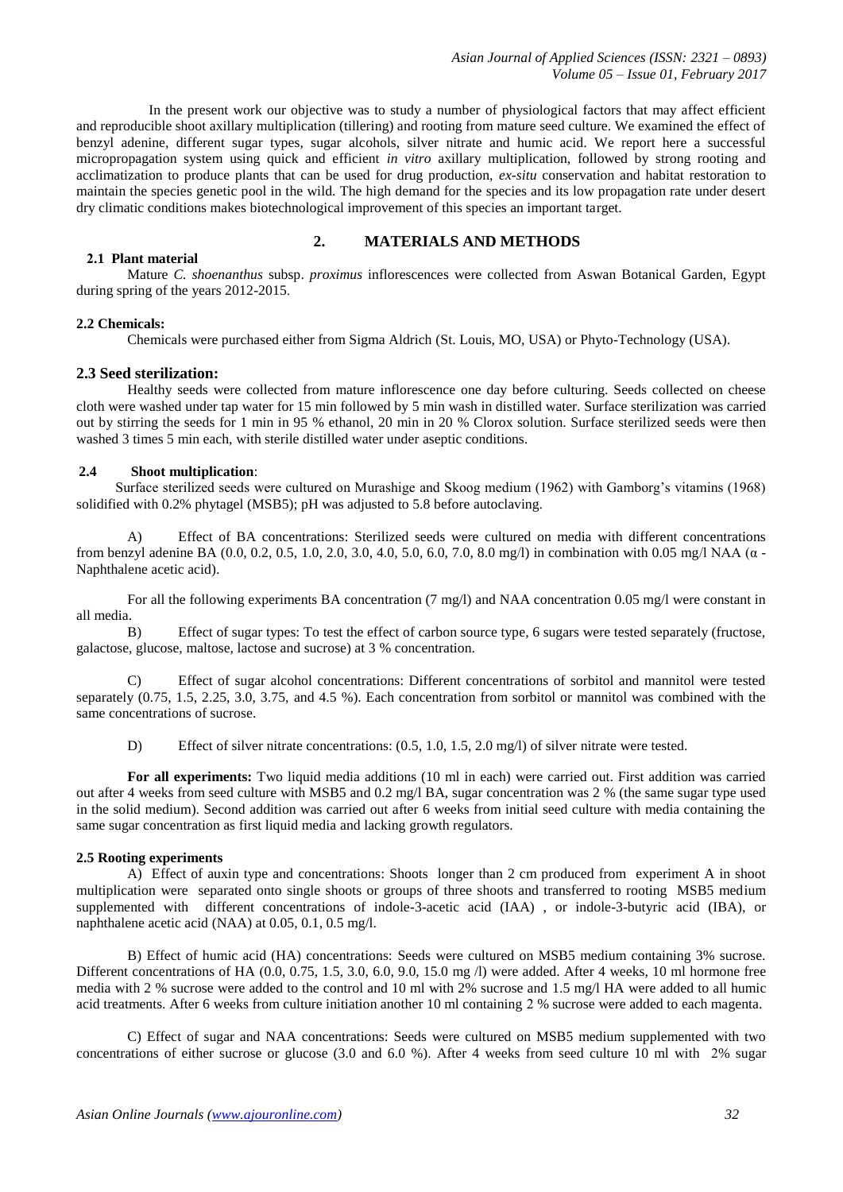In the present work our objective was to study a number of physiological factors that may affect efficient and reproducible shoot axillary multiplication (tillering) and rooting from mature seed culture. We examined the effect of benzyl adenine, different sugar types, sugar alcohols, silver nitrate and humic acid. We report here a successful micropropagation system using quick and efficient *in vitro* axillary multiplication, followed by strong rooting and acclimatization to produce plants that can be used for drug production, *ex-situ* conservation and habitat restoration to maintain the species genetic pool in the wild. The high demand for the species and its low propagation rate under desert dry climatic conditions makes biotechnological improvement of this species an important target.

## 2. MATERIALS AND METHODS

### 2.1 Plant material

Mature *C. shoenanthus* subsp. *proximus* inflorescences were collected from Aswan Botanical Garden, Egypt during spring of the years 2012-2015.

### 2.2 Chemicals:

Chemicals were purchased either from Sigma Aldrich (St. Louis, MO, USA) or Phyto-Technology (USA).

### 2.3 Seed sterilization:

Healthy seeds were collected from mature inflorescence one day before culturing. Seeds collected on cheese cloth were washed under tap water for 15 min followed by 5 min wash in distilled water. Surface sterilization was carried out by stirring the seeds for 1 min in 95 % ethanol, 20 min in 20 % Clorox solution. Surface sterilized seeds were then washed 3 times 5 min each, with sterile distilled water under aseptic conditions.

### 2.4 Shoot multiplication:

Surface sterilized seeds were cultured on Murashige and Skoog medium (1962) with Gamborg's vitamins (1968) solidified with 0.2% phytagel (MSB5); pH was adjusted to 5.8 before autoclaving.

A) Effect of BA concentrations: Sterilized seeds were cultured on media with different concentrations from benzyl adenine BA (0.0, 0.2, 0.5, 1.0, 2.0, 3.0, 4.0, 5.0, 6.0, 7.0, 8.0 mg/l) in combination with 0.05 mg/l NAA (α - Naphthalene acetic acid).

For all the following experiments BA concentration (7 mg/l) and NAA concentration 0.05 mg/l were constant in all media.

B) Effect of sugar types: To test the effect of carbon source type, 6 sugars were tested separately (fructose, galactose, glucose, maltose, lactose and sucrose) at 3 % concentration.

C) Effect of sugar alcohol concentrations: Different concentrations of sorbitol and mannitol were tested separately (0.75, 1.5, 2.25, 3.0, 3.75, and 4.5 %). Each concentration from sorbitol or mannitol was combined with the same concentrations of sucrose.

D) Effect of silver nitrate concentrations: (0.5, 1.0, 1.5, 2.0 mg/l) of silver nitrate were tested.

**For all experiments:** Two liquid media additions (10 ml in each) were carried out. First addition was carried out after 4 weeks from seed culture with MSB5 and 0.2 mg/l BA, sugar concentration was 2 % (the same sugar type used in the solid medium). Second addition was carried out after 6 weeks from initial seed culture with media containing the same sugar concentration as first liquid media and lacking growth regulators.

### 2.5 Rooting experiments

A) Effect of auxin type and concentrations: Shoots longer than 2 cm produced from experiment A in shoot multiplication were separated onto single shoots or groups of three shoots and transferred to rooting MSB5 medium supplemented with different concentrations of indole-3-acetic acid (IAA) , or indole-3-butyric acid (IBA), or naphthalene acetic acid (NAA) at 0.05, 0.1, 0.5 mg/l.

B) Effect of humic acid (HA) concentrations: Seeds were cultured on MSB5 medium containing 3% sucrose. Different concentrations of HA (0.0, 0.75, 1.5, 3.0, 6.0, 9.0, 15.0 mg /l) were added. After 4 weeks, 10 ml hormone free media with 2 % sucrose were added to the control and 10 ml with 2% sucrose and 1.5 mg/l HA were added to all humic acid treatments. After 6 weeks from culture initiation another 10 ml containing 2 % sucrose were added to each magenta.

C) Effect of sugar and NAA concentrations: Seeds were cultured on MSB5 medium supplemented with two concentrations of either sucrose or glucose (3.0 and 6.0 %). After 4 weeks from seed culture 10 ml with 2% sugar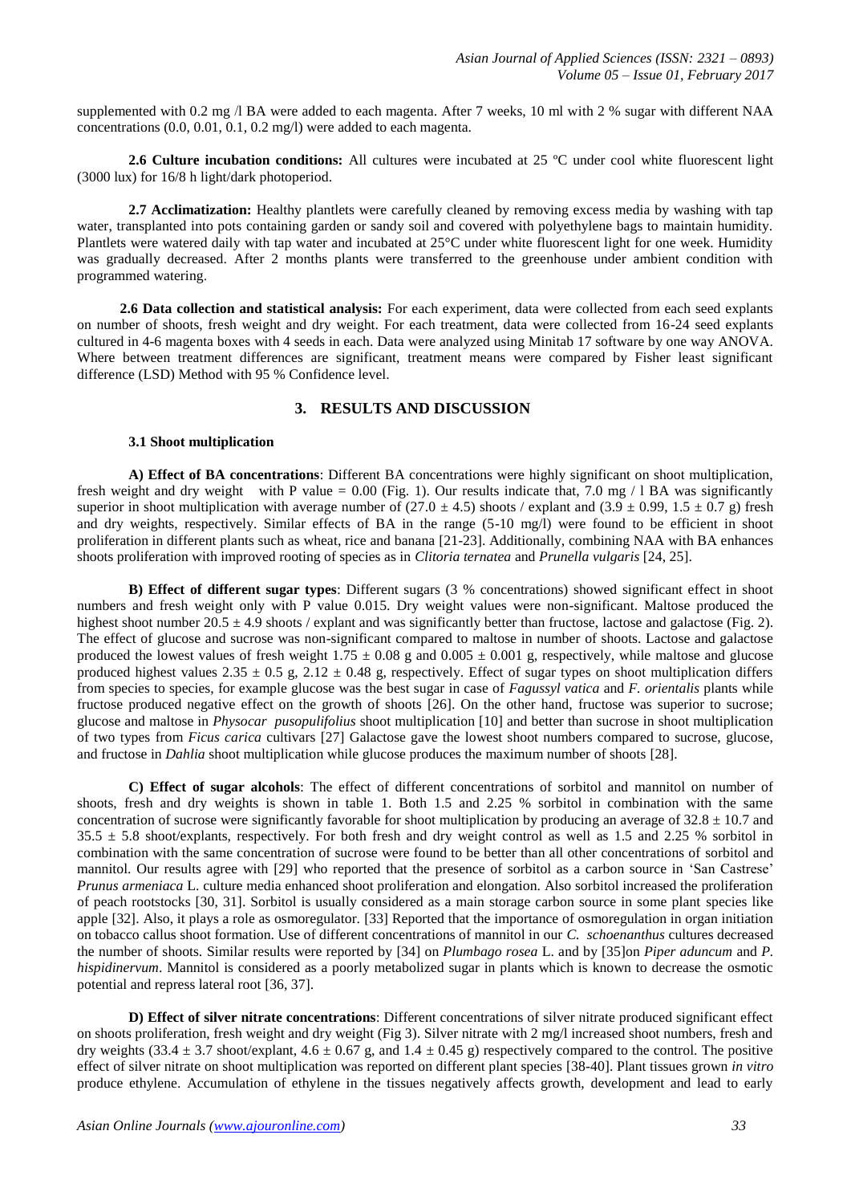supplemented with 0.2 mg /l BA were added to each magenta. After 7 weeks, 10 ml with 2 % sugar with different NAA concentrations (0.0, 0.01, 0.1, 0.2 mg/l) were added to each magenta.

**2.6 Culture incubation conditions:** All cultures were incubated at 25 ºC under cool white fluorescent light (3000 lux) for 16/8 h light/dark photoperiod.

**2.7 Acclimatization:** Healthy plantlets were carefully cleaned by removing excess media by washing with tap water, transplanted into pots containing garden or sandy soil and covered with polyethylene bags to maintain humidity. Plantlets were watered daily with tap water and incubated at 25°C under white fluorescent light for one week. Humidity was gradually decreased. After 2 months plants were transferred to the greenhouse under ambient condition with programmed watering.

**2.6 Data collection and statistical analysis:** For each experiment, data were collected from each seed explants on number of shoots, fresh weight and dry weight. For each treatment, data were collected from 16-24 seed explants cultured in 4-6 magenta boxes with 4 seeds in each. Data were analyzed using Minitab 17 software by one way ANOVA. Where between treatment differences are significant, treatment means were compared by Fisher least significant difference (LSD) Method with 95 % Confidence level.

## 3. RESULTS AND DISCUSSION

### 3.1 Shoot multiplication

**A) Effect of BA concentrations**: Different BA concentrations were highly significant on shoot multiplication, fresh weight and dry weight with P value = 0.00 (Fig. 1). Our results indicate that, 7.0 mg / l BA was significantly superior in shoot multiplication with average number of (27.0 ± 4.5) shoots / explant and (3.9 ± 0.99, 1.5 ± 0.7 g) fresh and dry weights, respectively. Similar effects of BA in the range (5-10 mg/l) were found to be efficient in shoot proliferation in different plants such as wheat, rice and banana [21-23]. Additionally, combining NAA with BA enhances shoots proliferation with improved rooting of species as in *Clitoria ternatea* and *Prunella vulgaris* [24, 25].

**B) Effect of different sugar types**: Different sugars (3 % concentrations) showed significant effect in shoot numbers and fresh weight only with P value 0.015. Dry weight values were non-significant. Maltose produced the highest shoot number 20.5 ± 4.9 shoots / explant and was significantly better than fructose, lactose and galactose (Fig. 2). The effect of glucose and sucrose was non-significant compared to maltose in number of shoots. Lactose and galactose produced the lowest values of fresh weight 1.75 ± 0.08 g and 0.005 ± 0.001 g, respectively, while maltose and glucose produced highest values 2.35 ± 0.5 g, 2.12 ± 0.48 g, respectively. Effect of sugar types on shoot multiplication differs from species to species, for example glucose was the best sugar in case of *Fagussyl vatica* and *F. orientalis* plants while fructose produced negative effect on the growth of shoots [26]. On the other hand, fructose was superior to sucrose; glucose and maltose in *Physocar pusopulifolius* shoot multiplication [10] and better than sucrose in shoot multiplication of two types from *Ficus carica* cultivars [27] Galactose gave the lowest shoot numbers compared to sucrose, glucose, and fructose in *Dahlia* shoot multiplication while glucose produces the maximum number of shoots [28].

**C) Effect of sugar alcohols**: The effect of different concentrations of sorbitol and mannitol on number of shoots, fresh and dry weights is shown in table 1. Both 1.5 and 2.25 % sorbitol in combination with the same concentration of sucrose were significantly favorable for shoot multiplication by producing an average of 32.8 ± 10.7 and 35.5 ± 5.8 shoot/explants, respectively. For both fresh and dry weight control as well as 1.5 and 2.25 % sorbitol in combination with the same concentration of sucrose were found to be better than all other concentrations of sorbitol and mannitol. Our results agree with [29] who reported that the presence of sorbitol as a carbon source in 'San Castrese' *Prunus armeniaca* L. culture media enhanced shoot proliferation and elongation. Also sorbitol increased the proliferation of peach rootstocks [30, 31]. Sorbitol is usually considered as a main storage carbon source in some plant species like apple [32]. Also, it plays a role as osmoregulator. [33] Reported that the importance of osmoregulation in organ initiation on tobacco callus shoot formation. Use of different concentrations of mannitol in our *C. schoenanthus* cultures decreased the number of shoots. Similar results were reported by [34] on *Plumbago rosea* L. and by [35]on *Piper aduncum* and *P. hispidinervum*. Mannitol is considered as a poorly metabolized sugar in plants which is known to decrease the osmotic potential and repress lateral root [36, 37].

**D) Effect of silver nitrate concentrations**: Different concentrations of silver nitrate produced significant effect on shoots proliferation, fresh weight and dry weight (Fig 3). Silver nitrate with 2 mg/l increased shoot numbers, fresh and dry weights (33.4 ± 3.7 shoot/explant, 4.6 ± 0.67 g, and 1.4 ± 0.45 g) respectively compared to the control. The positive effect of silver nitrate on shoot multiplication was reported on different plant species [38-40]. Plant tissues grown *in vitro* produce ethylene. Accumulation of ethylene in the tissues negatively affects growth, development and lead to early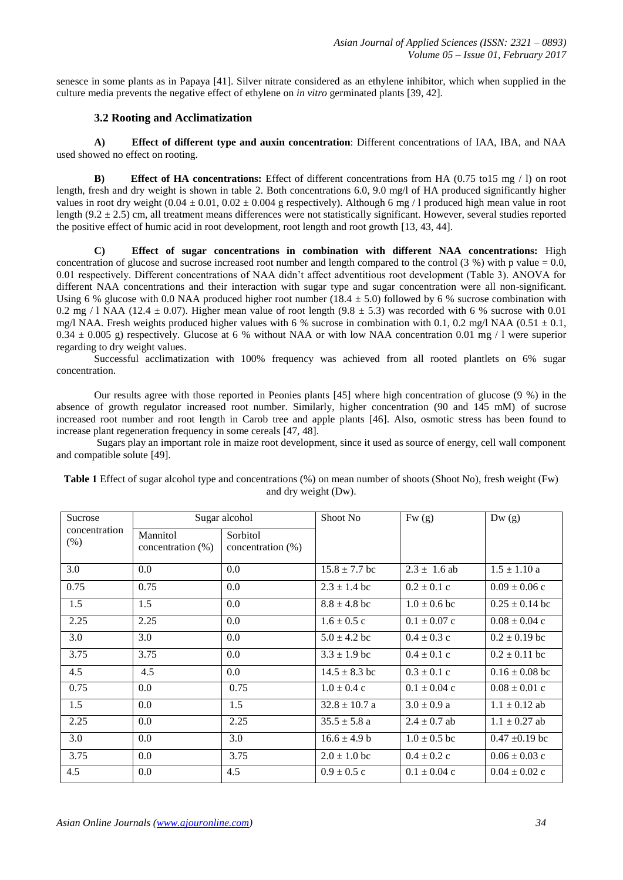senesce in some plants as in Papaya [41]. Silver nitrate considered as an ethylene inhibitor, which when supplied in the culture media prevents the negative effect of ethylene on *in vitro* germinated plants [39, 42].

### 3.2 Rooting and Acclimatization

**A) Effect of different type and auxin concentration**: Different concentrations of IAA, IBA, and NAA used showed no effect on rooting.

**B) Effect of HA concentrations:** Effect of different concentrations from HA (0.75 to15 mg / l) on root length, fresh and dry weight is shown in table 2. Both concentrations 6.0, 9.0 mg/l of HA produced significantly higher values in root dry weight (0.04 ± 0.01, 0.02 ± 0.004 g respectively). Although 6 mg / l produced high mean value in root length (9.2 ± 2.5) cm, all treatment means differences were not statistically significant. However, several studies reported the positive effect of humic acid in root development, root length and root growth [13, 43, 44].

**C) Effect of sugar concentrations in combination with different NAA concentrations:** High concentration of glucose and sucrose increased root number and length compared to the control (3 %) with p value = 0.0, 0.01 respectively. Different concentrations of NAA didn't affect adventitious root development (Table 3). ANOVA for different NAA concentrations and their interaction with sugar type and sugar concentration were all non-significant. Using 6 % glucose with 0.0 NAA produced higher root number (18.4 ± 5.0) followed by 6 % sucrose combination with 0.2 mg / l NAA (12.4 ± 0.07). Higher mean value of root length (9.8 ± 5.3) was recorded with 6 % sucrose with 0.01 mg/l NAA. Fresh weights produced higher values with 6 % sucrose in combination with 0.1, 0.2 mg/l NAA (0.51 ± 0.1, 0.34 ± 0.005 g) respectively. Glucose at 6 % without NAA or with low NAA concentration 0.01 mg / l were superior regarding to dry weight values.

Successful acclimatization with 100% frequency was achieved from all rooted plantlets on 6% sugar concentration.

Our results agree with those reported in Peonies plants [45] where high concentration of glucose (9 %) in the absence of growth regulator increased root number. Similarly, higher concentration (90 and 145 mM) of sucrose increased root number and root length in Carob tree and apple plants [46]. Also, osmotic stress has been found to increase plant regeneration frequency in some cereals [47, 48].

Sugars play an important role in maize root development, since it used as source of energy, cell wall component and compatible solute [49].

**Table 1** Effect of sugar alcohol type and concentrations (%) on mean number of shoots (Shoot No), fresh weight (Fw) and dry weight (Dw).

| Sucrose concentration (%) | Sugar alcohol | | Shoot No | Fw (g) | Dw (g) |
|---|---|---|---|---|---|
| | Mannitol concentration (%) | Sorbitol concentration (%) | | | |
| 3.0 | 0.0 | 0.0 | 15.8 ± 7.7 bc | 2.3 ± 1.6 ab | 1.5 ± 1.10 a |
| 0.75 | 0.75 | 0.0 | 2.3 ± 1.4 bc | 0.2 ± 0.1 c | 0.09 ± 0.06 c |
| 1.5 | 1.5 | 0.0 | 8.8 ± 4.8 bc | 1.0 ± 0.6 bc | 0.25 ± 0.14 bc |
| 2.25 | 2.25 | 0.0 | 1.6 ± 0.5 c | 0.1 ± 0.07 c | 0.08 ± 0.04 c |
| 3.0 | 3.0 | 0.0 | 5.0 ± 4.2 bc | 0.4 ± 0.3 c | 0.2 ± 0.19 bc |
| 3.75 | 3.75 | 0.0 | 3.3 ± 1.9 bc | 0.4 ± 0.1 c | 0.2 ± 0.11 bc |
| 4.5 | 4.5 | 0.0 | 14.5 ± 8.3 bc | 0.3 ± 0.1 c | 0.16 ± 0.08 bc |
| 0.75 | 0.0 | 0.75 | 1.0 ± 0.4 c | 0.1 ± 0.04 c | 0.08 ± 0.01 c |
| 1.5 | 0.0 | 1.5 | 32.8 ± 10.7 a | 3.0 ± 0.9 a | 1.1 ± 0.12 ab |
| 2.25 | 0.0 | 2.25 | 35.5 ± 5.8 a | 2.4 ± 0.7 ab | 1.1 ± 0.27 ab |
| 3.0 | 0.0 | 3.0 | 16.6 ± 4.9 b | 1.0 ± 0.5 bc | 0.47 ±0.19 bc |
| 3.75 | 0.0 | 3.75 | 2.0 ± 1.0 bc | 0.4 ± 0.2 c | 0.06 ± 0.03 c |
| 4.5 | 0.0 | 4.5 | 0.9 ± 0.5 c | 0.1 ± 0.04 c | 0.04 ± 0.02 c |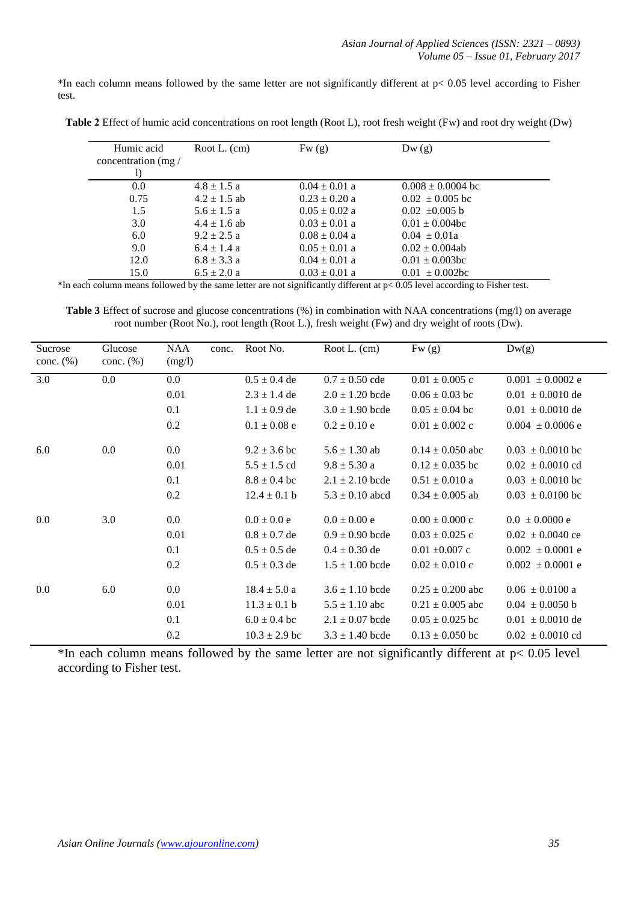*In each column means followed by the same letter are not significantly different at p< 0.05 level according to Fisher test.

**Table 2** Effect of humic acid concentrations on root length (Root L), root fresh weight (Fw) and root dry weight (Dw)

| Humic acid concentration (mg / l) | Root L. (cm) | Fw (g) | Dw (g) |
|---|---|---|---|
| 0.0 | 4.8 ± 1.5 a | 0.04 ± 0.01 a | 0.008 ± 0.0004 bc |
| 0.75 | 4.2 ± 1.5 ab | 0.23 ± 0.20 a | 0.02 ± 0.005 bc |
| 1.5 | 5.6 ± 1.5 a | 0.05 ± 0.02 a | 0.02 ±0.005 b |
| 3.0 | 4.4 ± 1.6 ab | 0.03 ± 0.01 a | 0.01 ± 0.004bc |
| 6.0 | 9.2 ± 2.5 a | 0.08 ± 0.04 a | 0.04 ± 0.01a |
| 9.0 | 6.4 ± 1.4 a | 0.05 ± 0.01 a | 0.02 ± 0.004ab |
| 12.0 | 6.8 ± 3.3 a | 0.04 ± 0.01 a | 0.01 ± 0.003bc |
| 15.0 | 6.5 ± 2.0 a | 0.03 ± 0.01 a | 0.01 ± 0.002bc |

*In each column means followed by the same letter are not significantly different at p< 0.05 level according to Fisher test.

**Table 3** Effect of sucrose and glucose concentrations (%) in combination with NAA concentrations (mg/l) on average root number (Root No.), root length (Root L.), fresh weight (Fw) and dry weight of roots (Dw).

| Sucrose conc. (%) | Glucose conc. (%) | NAA conc. (mg/l) | Root No. | Root L. (cm) | Fw (g) | Dw(g) |
|---|---|---|---|---|---|---|
| 3.0 | 0.0 | 0.0 | 0.5 ± 0.4 de | 0.7 ± 0.50 cde | 0.01 ± 0.005 c | 0.001 ± 0.0002 e |
| | | 0.01 | 2.3 ± 1.4 de | 2.0 ± 1.20 bcde | 0.06 ± 0.03 bc | 0.01 ± 0.0010 de |
| | | 0.1 | 1.1 ± 0.9 de | 3.0 ± 1.90 bcde | 0.05 ± 0.04 bc | 0.01 ± 0.0010 de |
| | | 0.2 | 0.1 ± 0.08 e | 0.2 ± 0.10 e | 0.01 ± 0.002 c | 0.004 ± 0.0006 e |
| 6.0 | 0.0 | 0.0 | 9.2 ± 3.6 bc | 5.6 ± 1.30 ab | 0.14 ± 0.050 abc | 0.03 ± 0.0010 bc |
| | | 0.01 | 5.5 ± 1.5 cd | 9.8 ± 5.30 a | 0.12 ± 0.035 bc | 0.02 ± 0.0010 cd |
| | | 0.1 | 8.8 ± 0.4 bc | 2.1 ± 2.10 bcde | 0.51 ± 0.010 a | 0.03 ± 0.0010 bc |
| | | 0.2 | 12.4 ± 0.1 b | 5.3 ± 0.10 abcd | 0.34 ± 0.005 ab | 0.03 ± 0.0100 bc |
| 0.0 | 3.0 | 0.0 | 0.0 ± 0.0 e | 0.0 ± 0.00 e | 0.00 ± 0.000 c | 0.0 ± 0.0000 e |
| | | 0.01 | 0.8 ± 0.7 de | 0.9 ± 0.90 bcde | 0.03 ± 0.025 c | 0.02 ± 0.0040 ce |
| | | 0.1 | 0.5 ± 0.5 de | 0.4 ± 0.30 de | 0.01 ±0.007 c | 0.002 ± 0.0001 e |
| | | 0.2 | 0.5 ± 0.3 de | 1.5 ± 1.00 bcde | 0.02 ± 0.010 c | 0.002 ± 0.0001 e |
| 0.0 | 6.0 | 0.0 | 18.4 ± 5.0 a | 3.6 ± 1.10 bcde | 0.25 ± 0.200 abc | 0.06 ± 0.0100 a |
| | | 0.01 | 11.3 ± 0.1 b | 5.5 ± 1.10 abc | 0.21 ± 0.005 abc | 0.04 ± 0.0050 b |
| | | 0.1 | 6.0 ± 0.4 bc | 2.1 ± 0.07 bcde | 0.05 ± 0.025 bc | 0.01 ± 0.0010 de |
| | | 0.2 | 10.3 ± 2.9 bc | 3.3 ± 1.40 bcde | 0.13 ± 0.050 bc | 0.02 ± 0.0010 cd |

*In each column means followed by the same letter are not significantly different at p< 0.05 level according to Fisher test.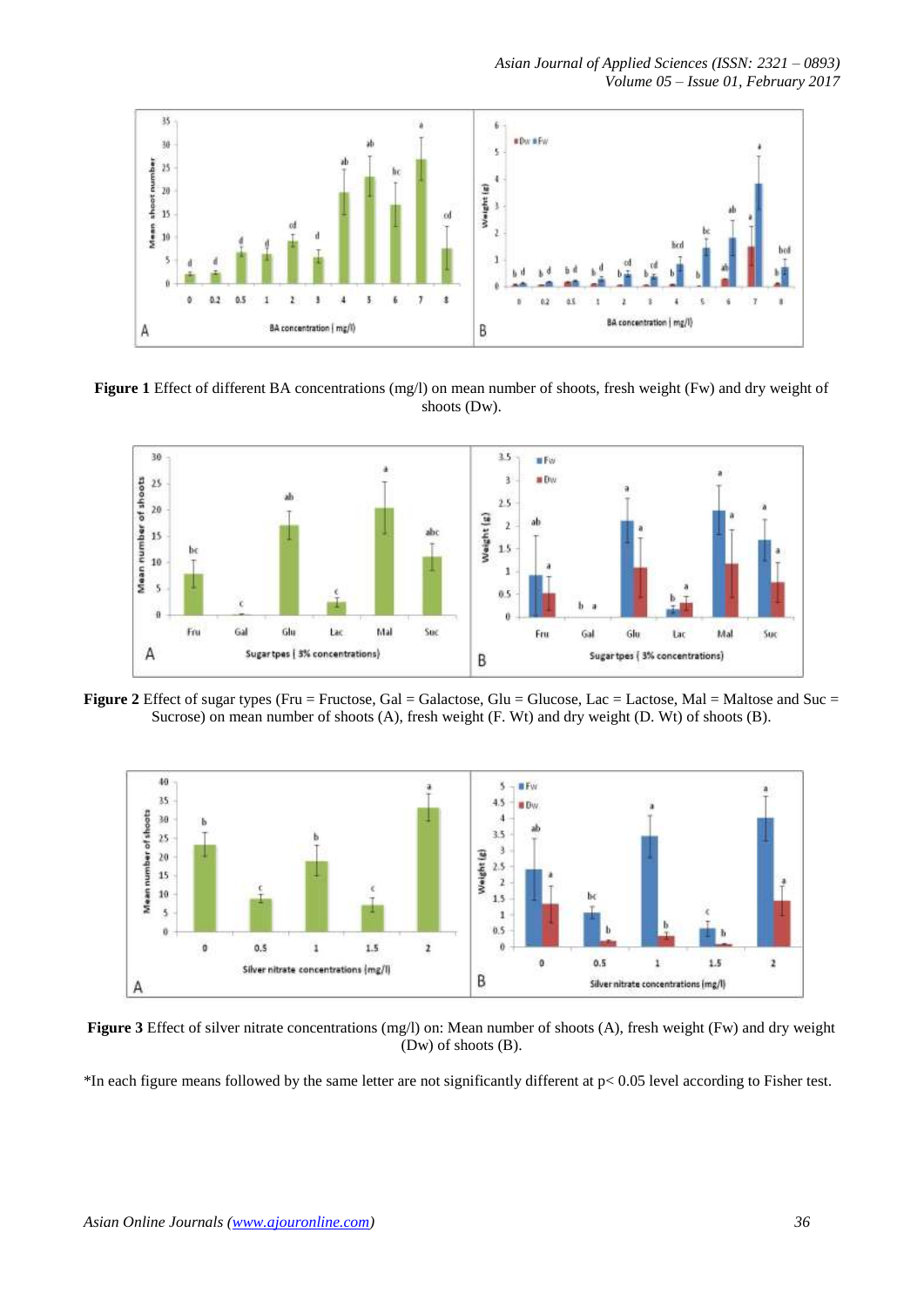**Figure 1** Effect of different BA concentrations (mg/l) on mean number of shoots, fresh weight (Fw) and dry weight of shoots (Dw).

**Figure 2** Effect of sugar types (Fru = Fructose, Gal = Galactose, Glu = Glucose, Lac = Lactose, Mal = Maltose and Suc = Sucrose) on mean number of shoots (A), fresh weight (F. Wt) and dry weight (D. Wt) of shoots (B).

**Figure 3** Effect of silver nitrate concentrations (mg/l) on: Mean number of shoots (A), fresh weight (Fw) and dry weight (Dw) of shoots (B).

*In each figure means followed by the same letter are not significantly different at $p < 0.05$ level according to Fisher test.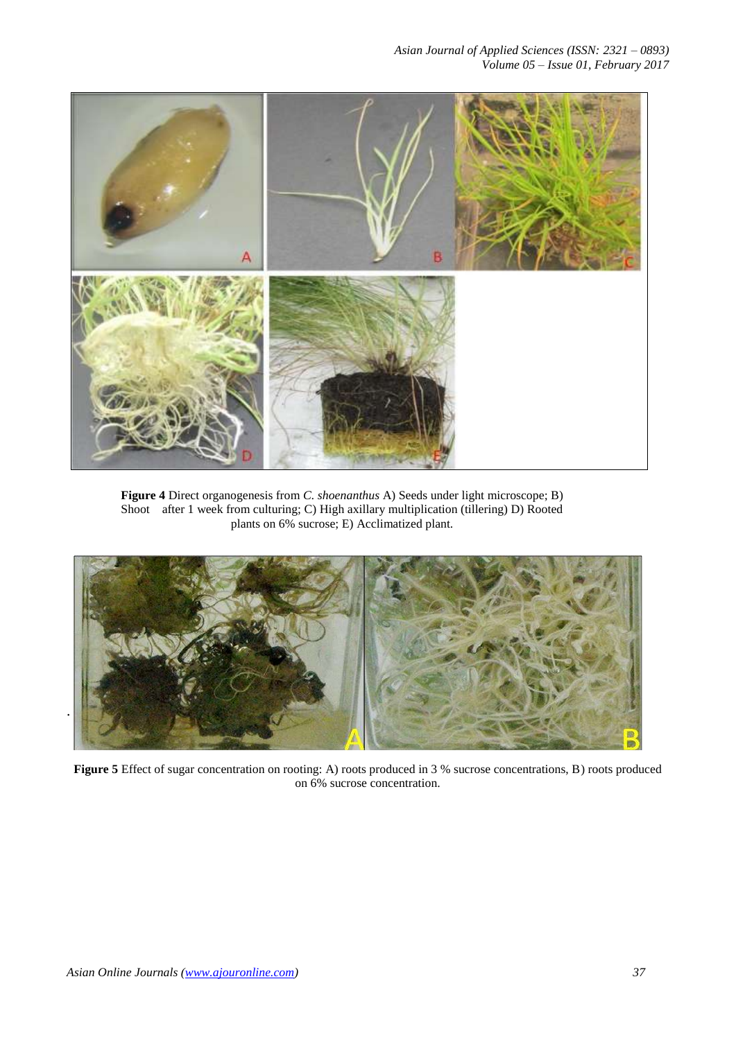**Figure 4** Direct organogenesis from *C. shoenanthus* A) Seeds under light microscope; B) Shoot after 1 week from culturing; C) High axillary multiplication (tillering) D) Rooted plants on 6% sucrose; E) Acclimatized plant.

**Figure 5** Effect of sugar concentration on rooting: A) roots produced in 3 % sucrose concentrations, B) roots produced on 6% sucrose concentration.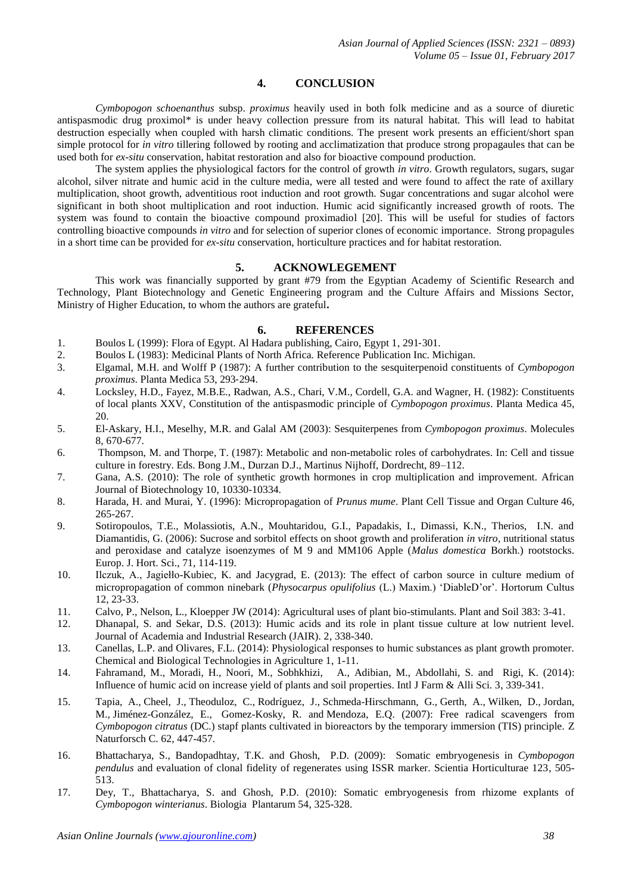## 4. CONCLUSION

*Cymbopogon schoenanthus* subsp. *proximus* heavily used in both folk medicine and as a source of diuretic antispasmodic drug proximol* is under heavy collection pressure from its natural habitat. This will lead to habitat destruction especially when coupled with harsh climatic conditions. The present work presents an efficient/short span simple protocol for *in vitro* tillering followed by rooting and acclimatization that produce strong propagaules that can be used both for *ex-situ* conservation, habitat restoration and also for bioactive compound production.

The system applies the physiological factors for the control of growth *in vitro*. Growth regulators, sugars, sugar alcohol, silver nitrate and humic acid in the culture media, were all tested and were found to affect the rate of axillary multiplication, shoot growth, adventitious root induction and root growth. Sugar concentrations and sugar alcohol were significant in both shoot multiplication and root induction. Humic acid significantly increased growth of roots. The system was found to contain the bioactive compound proximadiol [20]. This will be useful for studies of factors controlling bioactive compounds *in vitro* and for selection of superior clones of economic importance. Strong propagules in a short time can be provided for *ex-situ* conservation, horticulture practices and for habitat restoration.

## 5. ACKNOWLEGEMENT

This work was financially supported by grant #79 from the Egyptian Academy of Scientific Research and Technology, Plant Biotechnology and Genetic Engineering program and the Culture Affairs and Missions Sector, Ministry of Higher Education, to whom the authors are grateful**.**

## 6. REFERENCES

1. Boulos L (1999): Flora of Egypt. Al Hadara publishing, Cairo, Egypt 1, 291-301.
2. Boulos L (1983): Medicinal Plants of North Africa. Reference Publication Inc. Michigan.
3. Elgamal, M.H. and Wolff P (1987): A further contribution to the sesquiterpenoid constituents of *Cymbopogon proximus*. Planta Medica 53, 293-294.
4. Locksley, H.D., Fayez, M.B.E., Radwan, A.S., Chari, V.M., Cordell, G.A. and Wagner, H. (1982): Constituents of local plants XXV, Constitution of the antispasmodic principle of *Cymbopogon proximus*. Planta Medica 45, 20.
5. El-Askary, H.I., Meselhy, M.R. and Galal AM (2003): Sesquiterpenes from *Cymbopogon proximus*. Molecules 8, 670-677.
6. Thompson, M. and Thorpe, T. (1987): Metabolic and non-metabolic roles of carbohydrates. In: Cell and tissue culture in forestry. Eds. Bong J.M., Durzan D.J., Martinus Nijhoff, Dordrecht, 89–112.
7. Gana, A.S. (2010): The role of synthetic growth hormones in crop multiplication and improvement. African Journal of Biotechnology 10, 10330-10334.
8. Harada, H. and Murai, Y. (1996): Micropropagation of *Prunus mume*. Plant Cell Tissue and Organ Culture 46, 265-267.
9. Sotiropoulos, T.E., Molassiotis, A.N., Mouhtaridou, G.I., Papadakis, I., Dimassi, K.N., Therios, I.N. and Diamantidis, G. (2006): Sucrose and sorbitol effects on shoot growth and proliferation *in vitro*, nutritional status and peroxidase and catalyze isoenzymes of M 9 and MM106 Apple (*Malus domestica* Borkh.) rootstocks. Europ. J. Hort. Sci., 71, 114-119.
10. Ilczuk, A., Jagiełło-Kubiec, K. and Jacygrad, E. (2013): The effect of carbon source in culture medium of micropropagation of common ninebark (*Physocarpus opulifolius* (L.) Maxim.) 'DiableD'or'. Hortorum Cultus 12, 23-33.
11. Calvo, P., Nelson, L., Kloepper JW (2014): Agricultural uses of plant bio-stimulants. Plant and Soil 383: 3-41.
12. Dhanapal, S. and Sekar, D.S. (2013): Humic acids and its role in plant tissue culture at low nutrient level. Journal of Academia and Industrial Research (JAIR). 2, 338-340.
13. Canellas, L.P. and Olivares, F.L. (2014): Physiological responses to humic substances as plant growth promoter. Chemical and Biological Technologies in Agriculture 1, 1-11.
14. Fahramand, M., Moradi, H., Noori, M., Sobhkhizi, A., Adibian, M., Abdollahi, S. and Rigi, K. (2014): Influence of humic acid on increase yield of plants and soil properties. Intl J Farm & Alli Sci. 3, 339-341.
15. Tapia, A., Cheel, J., Theoduloz, C., Rodríguez, J., Schmeda-Hirschmann, G., Gerth, A., Wilken, D., Jordan, M., Jiménez-González, E., Gomez-Kosky, R. and Mendoza, E.Q. (2007): Free radical scavengers from *Cymbopogon citratus* (DC.) stapf plants cultivated in bioreactors by the temporary immersion (TIS) principle. Z Naturforsch C. 62, 447-457.
16. Bhattacharya, S., Bandopadhtay, T.K. and Ghosh, P.D. (2009): Somatic embryogenesis in *Cymbopogon pendulus* and evaluation of clonal fidelity of regenerates using ISSR marker. Scientia Horticulturae 123, 505-513.
17. Dey, T., Bhattacharya, S. and Ghosh, P.D. (2010): Somatic embryogenesis from rhizome explants of *Cymbopogon winterianus*. Biologia Plantarum 54, 325-328.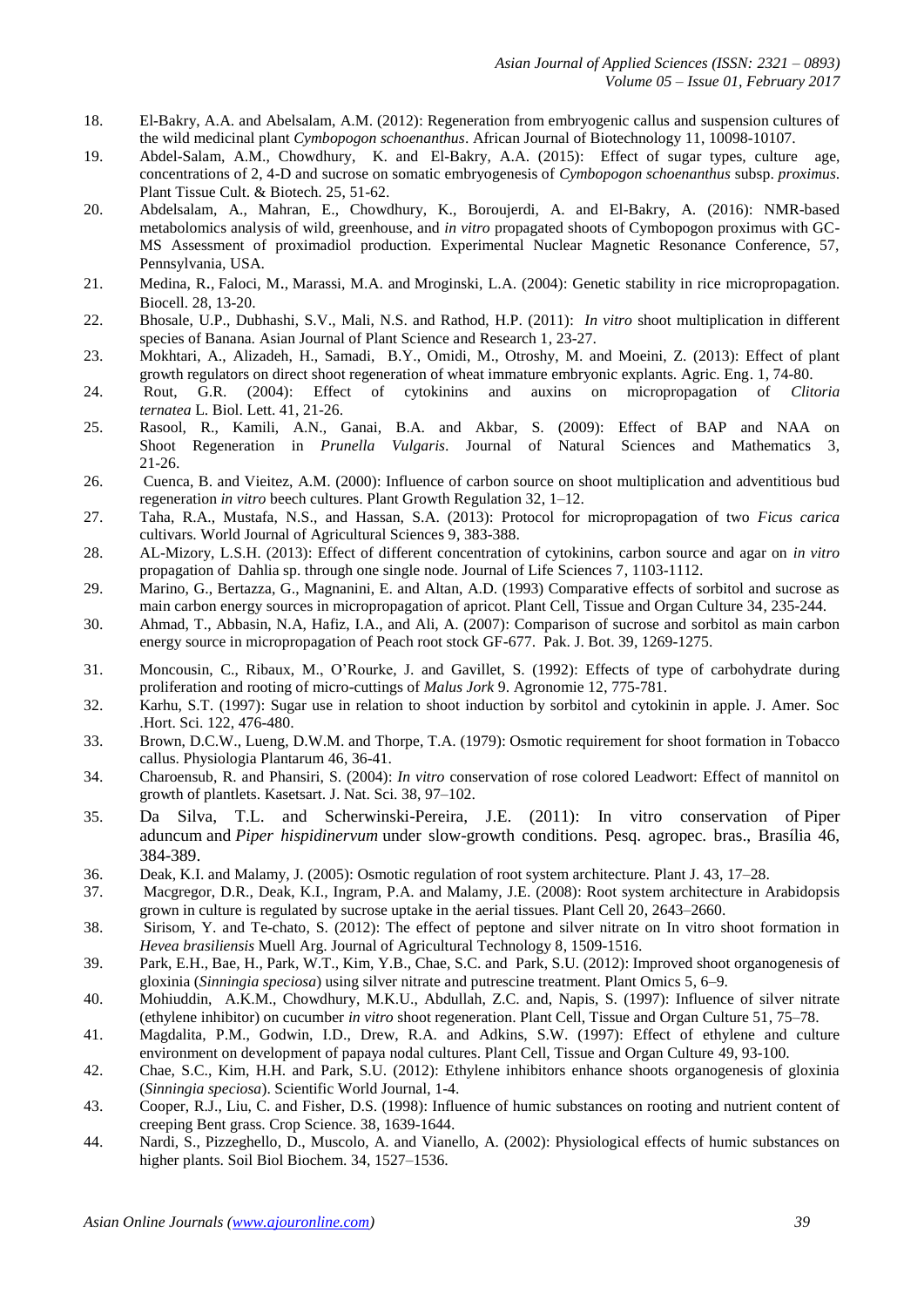18. El-Bakry, A.A. and Abelsalam, A.M. (2012): Regeneration from embryogenic callus and suspension cultures of the wild medicinal plant *Cymbopogon schoenanthus*. African Journal of Biotechnology 11, 10098-10107.
19. Abdel-Salam, A.M., Chowdhury, K. and El-Bakry, A.A. (2015): Effect of sugar types, culture age, concentrations of 2, 4-D and sucrose on somatic embryogenesis of *Cymbopogon schoenanthus* subsp. *proximus*. Plant Tissue Cult. & Biotech. 25, 51-62.
20. Abdelsalam, A., Mahran, E., Chowdhury, K., Boroujerdi, A. and El-Bakry, A. (2016): NMR-based metabolomics analysis of wild, greenhouse, and *in vitro* propagated shoots of Cymbopogon proximus with GC-MS Assessment of proximadiol production. Experimental Nuclear Magnetic Resonance Conference, 57, Pennsylvania, USA.
21. Medina, R., Faloci, M., Marassi, M.A. and Mroginski, L.A. (2004): Genetic stability in rice micropropagation. Biocell. 28, 13-20.
22. Bhosale, U.P., Dubhashi, S.V., Mali, N.S. and Rathod, H.P. (2011): *In vitro* shoot multiplication in different species of Banana. Asian Journal of Plant Science and Research 1, 23-27.
23. Mokhtari, A., Alizadeh, H., Samadi, B.Y., Omidi, M., Otroshy, M. and Moeini, Z. (2013): Effect of plant growth regulators on direct shoot regeneration of wheat immature embryonic explants. Agric. Eng. 1, 74-80.
24. Rout, G.R. (2004): Effect of cytokinins and auxins on micropropagation of *Clitoria ternatea* L. Biol. Lett. 41, 21-26.
25. Rasool, R., Kamili, A.N., Ganai, B.A. and Akbar, S. (2009): Effect of BAP and NAA on Shoot Regeneration in *Prunella Vulgaris*. Journal of Natural Sciences and Mathematics 3, 21-26.
26. Cuenca, B. and Vieitez, A.M. (2000): Influence of carbon source on shoot multiplication and adventitious bud regeneration *in vitro* beech cultures. Plant Growth Regulation 32, 1–12.
27. Taha, R.A., Mustafa, N.S., and Hassan, S.A. (2013): Protocol for micropropagation of two *Ficus carica* cultivars. World Journal of Agricultural Sciences 9, 383-388.
28. AL-Mizory, L.S.H. (2013): Effect of different concentration of cytokinins, carbon source and agar on *in vitro* propagation of Dahlia sp. through one single node. Journal of Life Sciences 7, 1103-1112.
29. Marino, G., Bertazza, G., Magnanini, E. and Altan, A.D. (1993) Comparative effects of sorbitol and sucrose as main carbon energy sources in micropropagation of apricot. Plant Cell, Tissue and Organ Culture 34, 235-244.
30. Ahmad, T., Abbasin, N.A, Hafiz, I.A., and Ali, A. (2007): Comparison of sucrose and sorbitol as main carbon energy source in micropropagation of Peach root stock GF-677. Pak. J. Bot. 39, 1269-1275.
31. Moncousin, C., Ribaux, M., O'Rourke, J. and Gavillet, S. (1992): Effects of type of carbohydrate during proliferation and rooting of micro-cuttings of *Malus Jork* 9. Agronomie 12, 775-781.
32. Karhu, S.T. (1997): Sugar use in relation to shoot induction by sorbitol and cytokinin in apple. J. Amer. Soc .Hort. Sci. 122, 476-480.
33. Brown, D.C.W., Lueng, D.W.M. and Thorpe, T.A. (1979): Osmotic requirement for shoot formation in Tobacco callus. Physiologia Plantarum 46, 36-41.
34. Charoensub, R. and Phansiri, S. (2004): *In vitro* conservation of rose colored Leadwort: Effect of mannitol on growth of plantlets. Kasetsart. J. Nat. Sci. 38, 97–102.
35. Da Silva, T.L. and Scherwinski-Pereira, J.E. (2011): In vitro conservation of Piper aduncum and *Piper hispidinervum* under slow-growth conditions. Pesq. agropec. bras., Brasília 46, 384-389.
36. Deak, K.I. and Malamy, J. (2005): Osmotic regulation of root system architecture. Plant J. 43, 17–28.
37. Macgregor, D.R., Deak, K.I., Ingram, P.A. and Malamy, J.E. (2008): Root system architecture in Arabidopsis grown in culture is regulated by sucrose uptake in the aerial tissues. Plant Cell 20, 2643–2660.
38. Sirisom, Y. and Te-chato, S. (2012): The effect of peptone and silver nitrate on In vitro shoot formation in *Hevea brasiliensis* Muell Arg. Journal of Agricultural Technology 8, 1509-1516.
39. Park, E.H., Bae, H., Park, W.T., Kim, Y.B., Chae, S.C. and Park, S.U. (2012): Improved shoot organogenesis of gloxinia (*Sinningia speciosa*) using silver nitrate and putrescine treatment. Plant Omics 5, 6–9.
40. Mohiuddin, A.K.M., Chowdhury, M.K.U., Abdullah, Z.C. and, Napis, S. (1997): Influence of silver nitrate (ethylene inhibitor) on cucumber *in vitro* shoot regeneration. Plant Cell, Tissue and Organ Culture 51, 75–78.
41. Magdalita, P.M., Godwin, I.D., Drew, R.A. and Adkins, S.W. (1997): Effect of ethylene and culture environment on development of papaya nodal cultures. Plant Cell, Tissue and Organ Culture 49, 93-100.
42. Chae, S.C., Kim, H.H. and Park, S.U. (2012): Ethylene inhibitors enhance shoots organogenesis of gloxinia (*Sinningia speciosa*). Scientific World Journal, 1-4.
43. Cooper, R.J., Liu, C. and Fisher, D.S. (1998): Influence of humic substances on rooting and nutrient content of creeping Bent grass. Crop Science. 38, 1639-1644.
44. Nardi, S., Pizzeghello, D., Muscolo, A. and Vianello, A. (2002): Physiological effects of humic substances on higher plants. Soil Biol Biochem. 34, 1527–1536.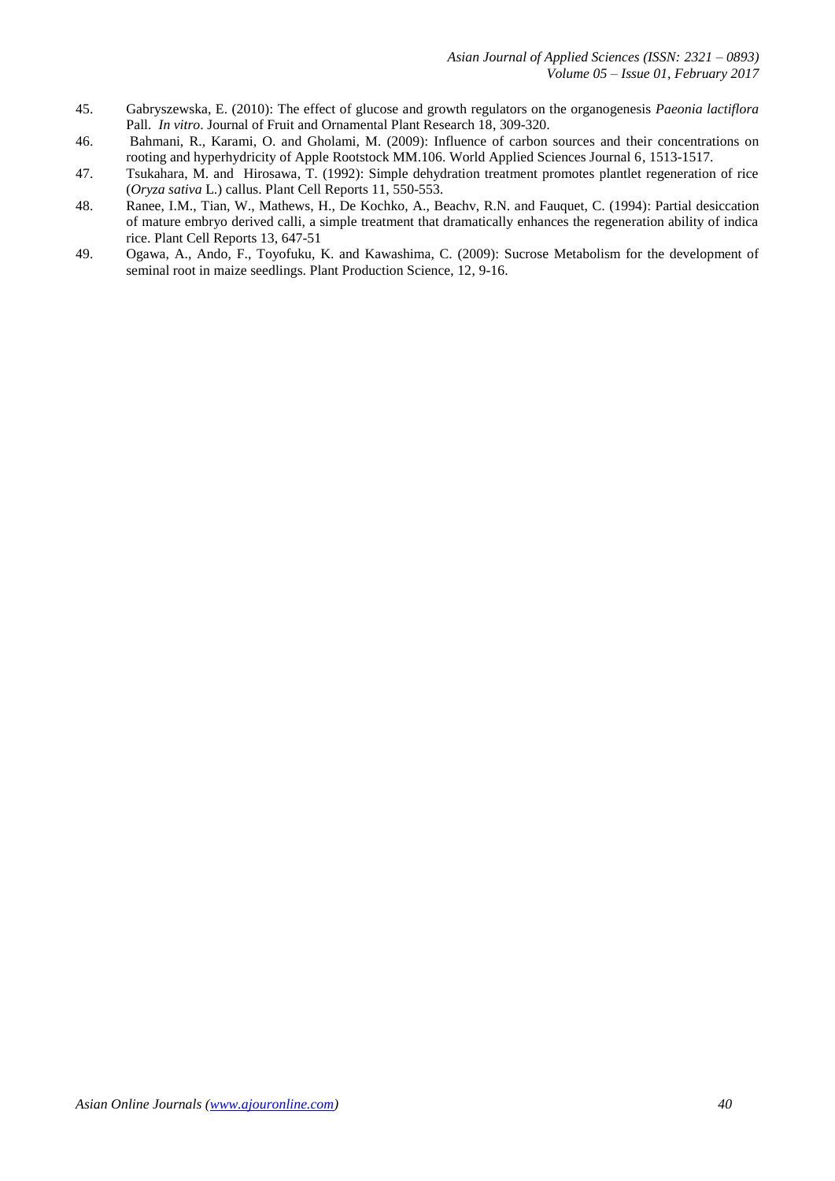45. Gabryszewska, E. (2010): The effect of glucose and growth regulators on the organogenesis *Paeonia lactiflora* Pall. *In vitro*. Journal of Fruit and Ornamental Plant Research 18, 309-320.
46. Bahmani, R., Karami, O. and Gholami, M. (2009): Influence of carbon sources and their concentrations on rooting and hyperhydricity of Apple Rootstock MM.106. World Applied Sciences Journal 6, 1513-1517.
47. Tsukahara, M. and Hirosawa, T. (1992): Simple dehydration treatment promotes plantlet regeneration of rice (*Oryza sativa* L.) callus. Plant Cell Reports 11, 550-553.
48. Ranee, I.M., Tian, W., Mathews, H., De Kochko, A., Beachv, R.N. and Fauquet, C. (1994): Partial desiccation of mature embryo derived calli, a simple treatment that dramatically enhances the regeneration ability of indica rice. Plant Cell Reports 13, 647-51
49. Ogawa, A., Ando, F., Toyofuku, K. and Kawashima, C. (2009): Sucrose Metabolism for the development of seminal root in maize seedlings. Plant Production Science, 12, 9-16.